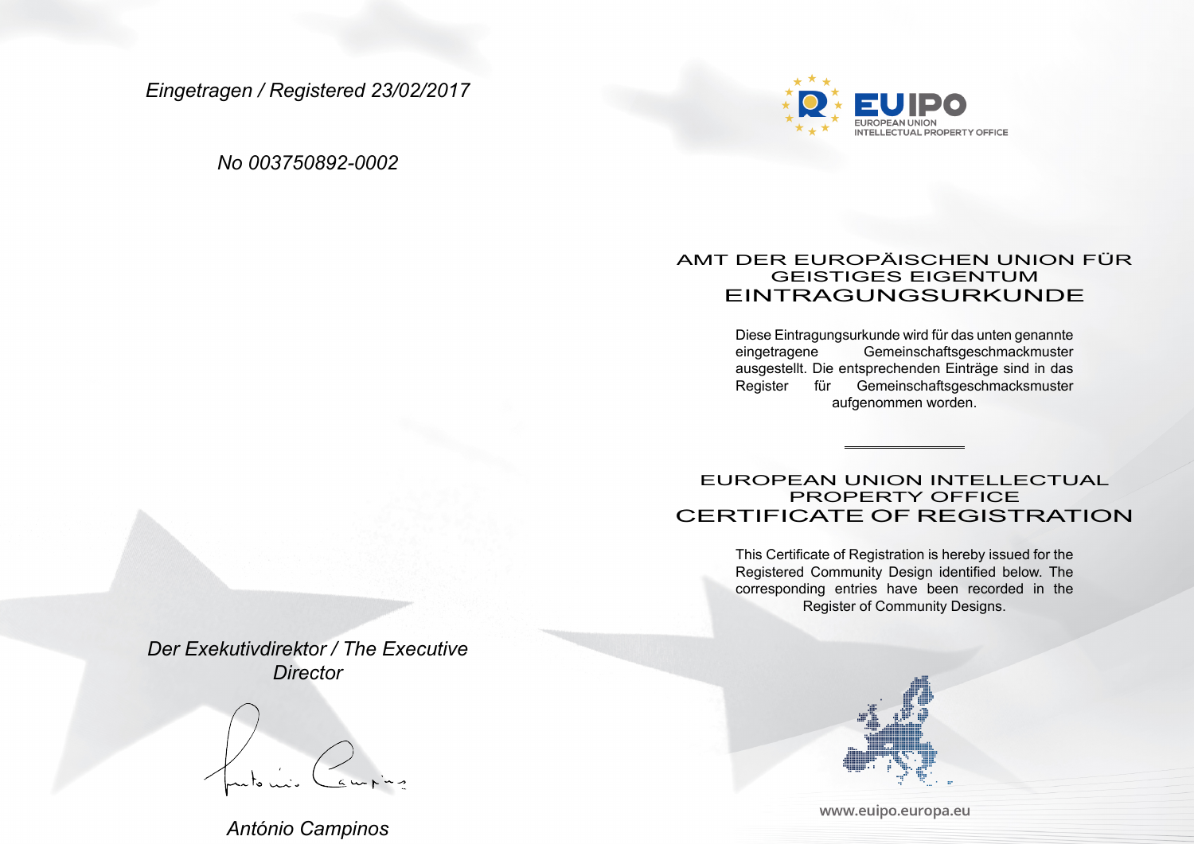*Eingetragen / Registered 23/02/2017*

*No 003750892-0002*

EUIPO
EUROPEAN UNION
INTELLECTUAL PROPERTY OFFICE

## AMT DER EUROPÄISCHEN UNION FÜR GEISTIGES EIGENTUM
## EINTRAGUNGSURKUNDE

Diese Eintragungsurkunde wird für das unten genannte eingetragene Gemeinschaftsgeschmackmuster ausgestellt. Die entsprechenden Einträge sind in das Register für Gemeinschaftsgeschmacksmuster aufgenommen worden.

---

## EUROPEAN UNION INTELLECTUAL PROPERTY OFFICE
## CERTIFICATE OF REGISTRATION

This Certificate of Registration is hereby issued for the Registered Community Design identified below. The corresponding entries have been recorded in the Register of Community Designs.

*Der Exekutivdirektor / The Executive Director*

*António Campinos*

www.euipo.europa.eu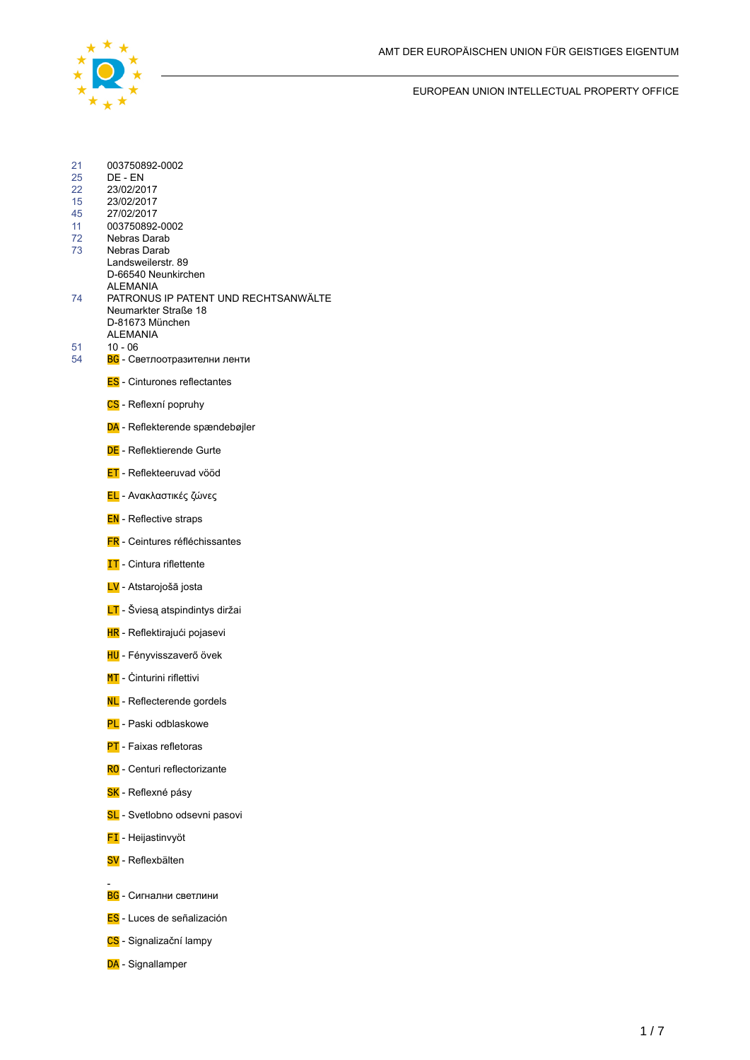AMT DER EUROPÄISCHEN UNION FÜR GEISTIGES EIGENTUM

EUROPEAN UNION INTELLECTUAL PROPERTY OFFICE

| | |
|---|---|
| 21 | 003750892-0002 |
| 25 | DE - EN |
| 22 | 23/02/2017 |
| 15 | 23/02/2017 |
| 45 | 27/02/2017 |
| 11 | 003750892-0002 |
| 72 | Nebras Darab |
| 73 | Nebras Darab<br>Landsweilerstr. 89<br>D-66540 Neunkirchen<br>ALEMANIA |
| 74 | PATRONUS IP PATENT UND RECHTSANWÄLTE<br>Neumarkter Straße 18<br>D-81673 München<br>ALEMANIA |
| 51 | 10 - 06 |
| 54 | BG - Светлоотразителни ленти |

ES - Cinturones reflectantes

CS - Reflexní popruhy

DA - Reflekterende spændebøjler

DE - Reflektierende Gurte

ET - Reflekteeruvad vööd

EL - Ανακλαστικές ζώνες

EN - Reflective straps

FR - Ceintures réfléchissantes

IT - Cintura riflettente

LV - Atstarojošā josta

LT - Šviesą atspindintys diržai

HR - Reflektirajući pojasevi

HU - Fényvisszaverő övek

MT - Ċinturini riflettivi

NL - Reflecterende gordels

PL - Paski odblaskowe

PT - Faixas refletoras

RO - Centuri reflectorizante

SK - Reflexné pásy

SL - Svetlobno odsevni pasovi

FI - Heijastinvyöt

SV - Reflexbälten

-

BG - Сигнални светлини

ES - Luces de señalización

CS - Signalizační lampy

DA - Signallamper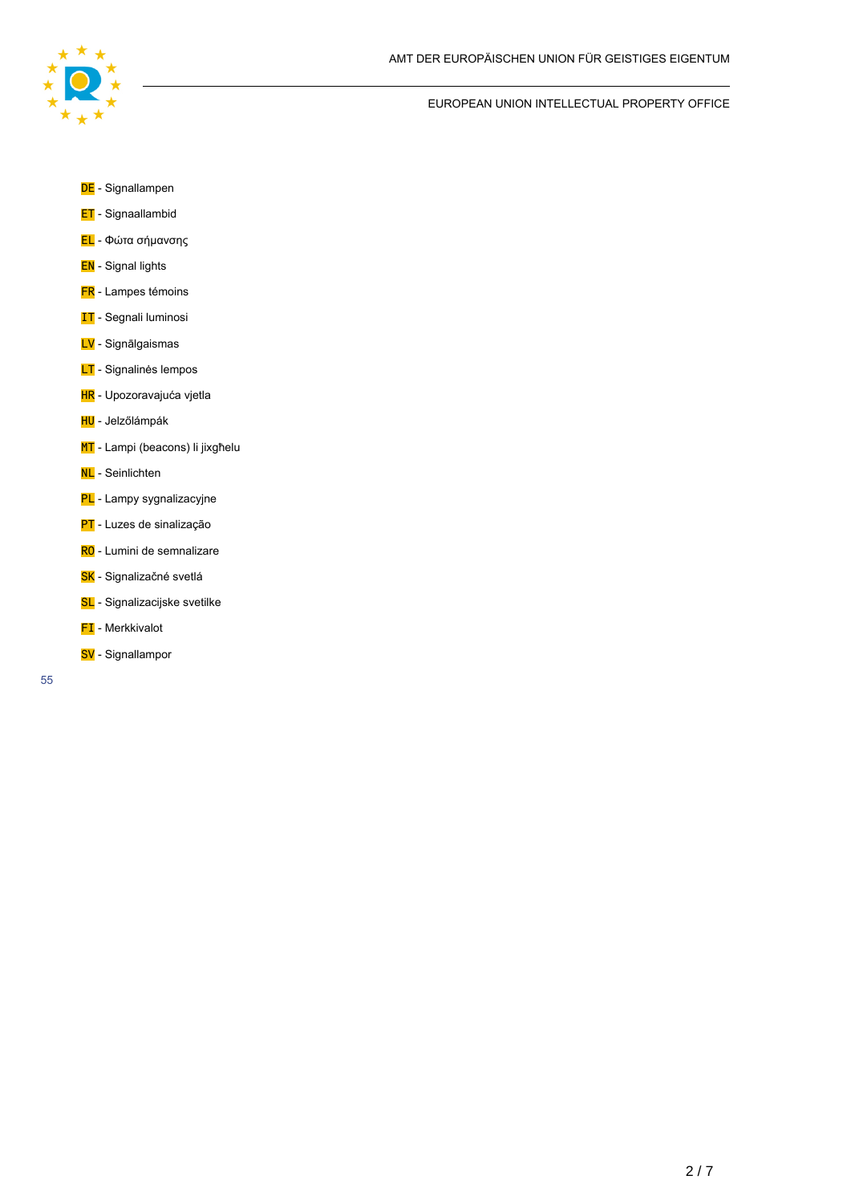DE - Signallampen

ET - Signaallambid

EL - Φώτα σήμανσης

EN - Signal lights

FR - Lampes témoins

IT - Segnali luminosi

LV - Signālgaismas

LT - Signalinės lempos

HR - Upozoravajuća vjetla

HU - Jelzőlámpák

MT - Lampi (beacons) li jixgħelu

NL - Seinlichten

PL - Lampy sygnalizacyjne

PT - Luzes de sinalização

RO - Lumini de semnalizare

SK - Signalizačné svetlá

SL - Signalizacijske svetilke

FI - Merkkivalot

SV - Signallampor

55